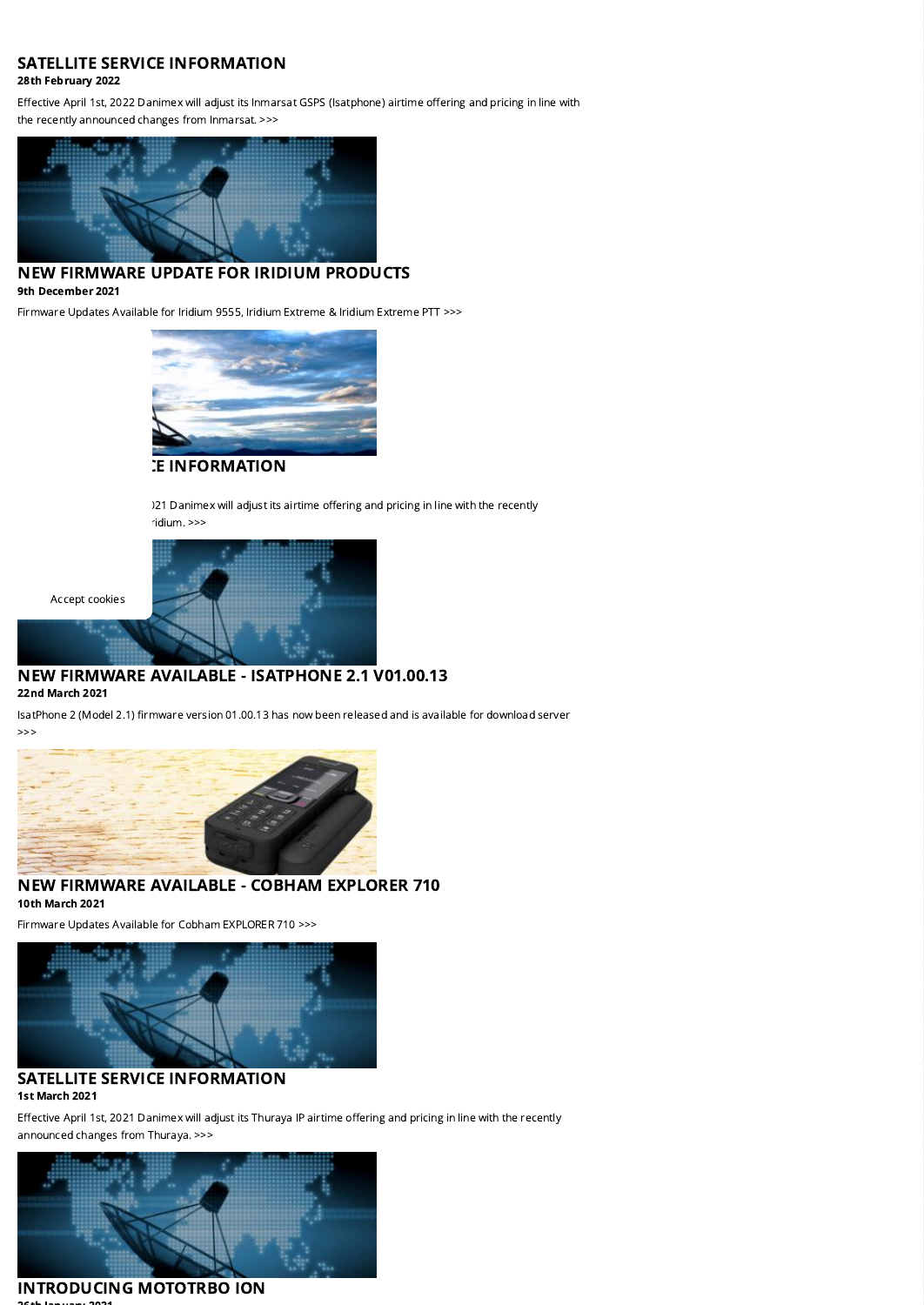## SATELLITE SERVICE INFORMATION

**28th February 2022**

Effective April 1st, 2022 Danimex will adjust its Inmarsat GSPS (Isatphone) airtime offering and pricing in line with the recently announced changes from Inmarsat. >>>

## NEW FIRMWARE UPDATE FOR IRIDIUM PRODUCTS

**9th December 2021**

Firmware Updates Available for Iridium 9555, Iridium Extreme & Iridium Extreme PTT >>>

## :E INFORMATION

)21 Danimex will adjust its airtime offering and pricing in line with the recently
ridium. >>>

Accept cookies

## NEW FIRMWARE AVAILABLE - ISATPHONE 2.1 V01.00.13

**22nd March 2021**

IsatPhone 2 (Model 2.1) firmware version 01.00.13 has now been released and is available for download server >>>

## NEW FIRMWARE AVAILABLE - COBHAM EXPLORER 710

**10th March 2021**

Firmware Updates Available for Cobham EXPLORER 710 >>>

## SATELLITE SERVICE INFORMATION

**1st March 2021**

Effective April 1st, 2021 Danimex will adjust its Thuraya IP airtime offering and pricing in line with the recently announced changes from Thuraya. >>>

## INTRODUCING MOTOTRBO ION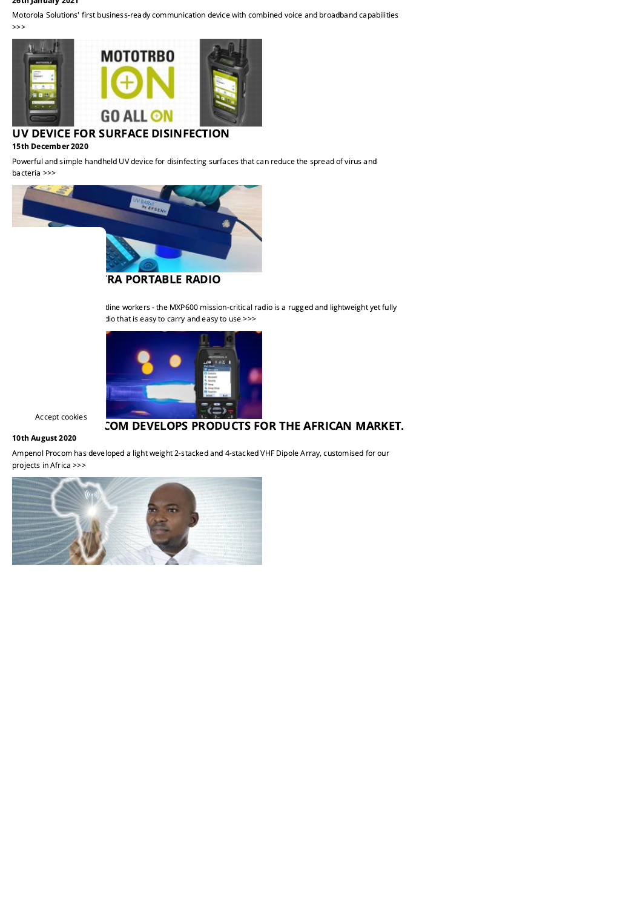28th January 2021

Motorola Solutions' first business-ready communication device with combined voice and broadband capabilities >>>

## UV DEVICE FOR SURFACE DISINFECTION

**15th December 2020**

Powerful and simple handheld UV device for disinfecting surfaces that can reduce the spread of virus and bacteria >>>

## 'RA PORTABLE RADIO

tline workers - the MXP600 mission-critical radio is a rugged and lightweight yet fully dio that is easy to carry and easy to use >>>

Accept cookies

## COM DEVELOPS PRODUCTS FOR THE AFRICAN MARKET.

**10th August 2020**

Ampenol Procom has developed a light weight 2-stacked and 4-stacked VHF Dipole Array, customised for our projects in Africa >>>